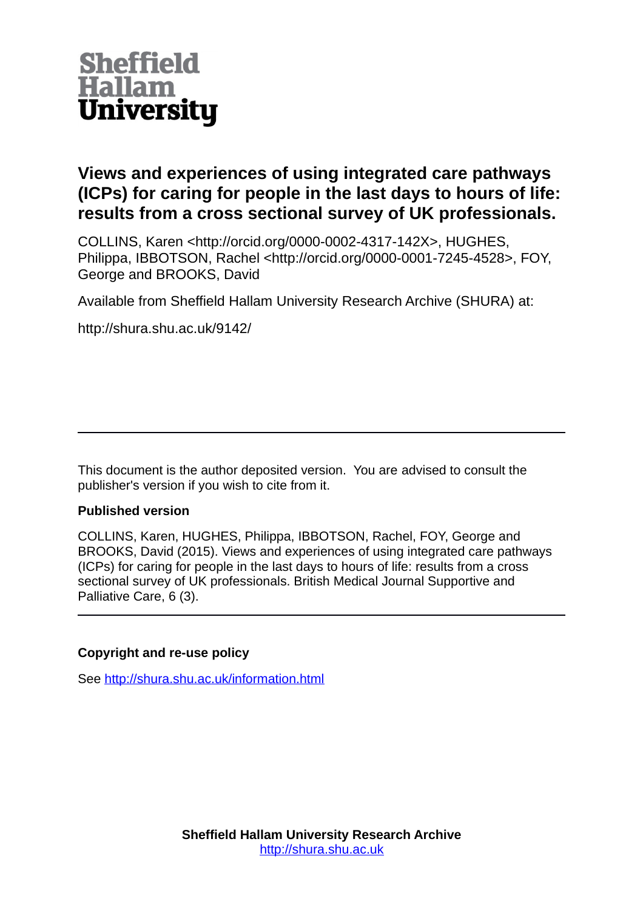Sheffield Hallam University

# Views and experiences of using integrated care pathways (ICPs) for caring for people in the last days to hours of life: results from a cross sectional survey of UK professionals.

COLLINS, Karen <http://orcid.org/0000-0002-4317-142X>, HUGHES, Philippa, IBBOTSON, Rachel <http://orcid.org/0000-0001-7245-4528>, FOY, George and BROOKS, David

Available from Sheffield Hallam University Research Archive (SHURA) at:

http://shura.shu.ac.uk/9142/

---

This document is the author deposited version. You are advised to consult the publisher's version if you wish to cite from it.

**Published version**

COLLINS, Karen, HUGHES, Philippa, IBBOTSON, Rachel, FOY, George and BROOKS, David (2015). Views and experiences of using integrated care pathways (ICPs) for caring for people in the last days to hours of life: results from a cross sectional survey of UK professionals. British Medical Journal Supportive and Palliative Care, 6 (3).

---

**Copyright and re-use policy**

See http://shura.shu.ac.uk/information.html

**Sheffield Hallam University Research Archive**
http://shura.shu.ac.uk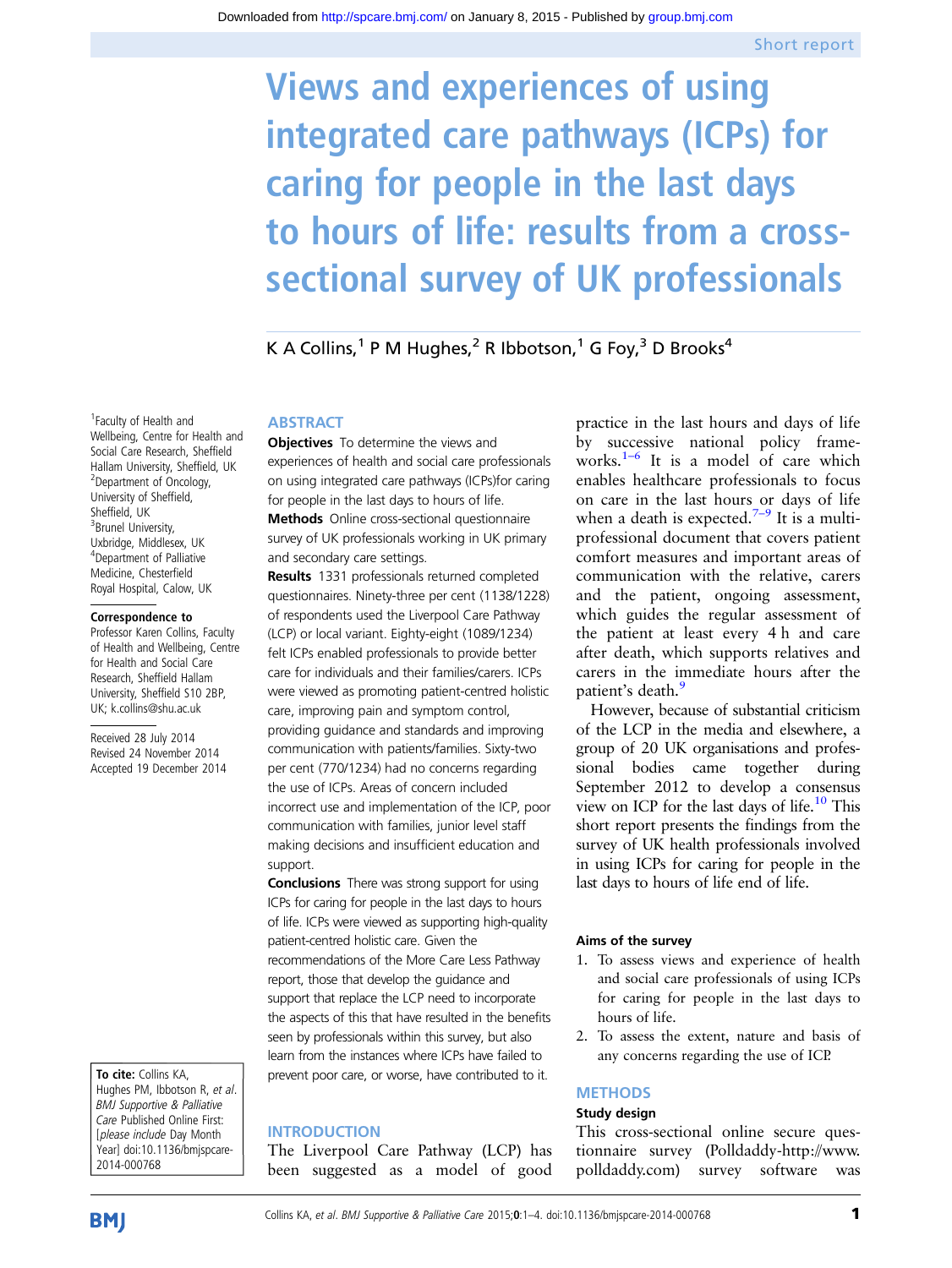Short report

# Views and experiences of using integrated care pathways (ICPs) for caring for people in the last days to hours of life: results from a cross-sectional survey of UK professionals

K A Collins,[1] P M Hughes,[2] R Ibbotson,[1] G Foy,[3] D Brooks[4]

[1]Faculty of Health and Wellbeing, Centre for Health and Social Care Research, Sheffield Hallam University, Sheffield, UK
[2]Department of Oncology, University of Sheffield, Sheffield, UK
[3]Brunel University, Uxbridge, Middlesex, UK
[4]Department of Palliative Medicine, Chesterfield Royal Hospital, Calow, UK

**Correspondence to**
Professor Karen Collins, Faculty of Health and Wellbeing, Centre for Health and Social Care Research, Sheffield Hallam University, Sheffield S10 2BP, UK; k.collins@shu.ac.uk

Received 28 July 2014
Revised 24 November 2014
Accepted 19 December 2014

**To cite:** Collins KA, Hughes PM, Ibbotson R, *et al*. *BMJ Supportive & Palliative Care* Published Online First: [*please include* Day Month Year] doi:10.1136/bmjspcare-2014-000768

## ABSTRACT

**Objectives** To determine the views and experiences of health and social care professionals on using integrated care pathways (ICPs)for caring for people in the last days to hours of life.

**Methods** Online cross-sectional questionnaire survey of UK professionals working in UK primary and secondary care settings.

**Results** 1331 professionals returned completed questionnaires. Ninety-three per cent (1138/1228) of respondents used the Liverpool Care Pathway (LCP) or local variant. Eighty-eight (1089/1234) felt ICPs enabled professionals to provide better care for individuals and their families/carers. ICPs were viewed as promoting patient-centred holistic care, improving pain and symptom control, providing guidance and standards and improving communication with patients/families. Sixty-two per cent (770/1234) had no concerns regarding the use of ICPs. Areas of concern included incorrect use and implementation of the ICP, poor communication with families, junior level staff making decisions and insufficient education and support.

**Conclusions** There was strong support for using ICPs for caring for people in the last days to hours of life. ICPs were viewed as supporting high-quality patient-centred holistic care. Given the recommendations of the More Care Less Pathway report, those that develop the guidance and support that replace the LCP need to incorporate the aspects of this that have resulted in the benefits seen by professionals within this survey, but also learn from the instances where ICPs have failed to prevent poor care, or worse, have contributed to it.

## INTRODUCTION

The Liverpool Care Pathway (LCP) has been suggested as a model of good practice in the last hours and days of life by successive national policy frameworks.[1–6] It is a model of care which enables healthcare professionals to focus on care in the last hours or days of life when a death is expected.[7–9] It is a multiprofessional document that covers patient comfort measures and important areas of communication with the relative, carers and the patient, ongoing assessment, which guides the regular assessment of the patient at least every 4 h and care after death, which supports relatives and carers in the immediate hours after the patient's death.[9]

However, because of substantial criticism of the LCP in the media and elsewhere, a group of 20 UK organisations and professional bodies came together during September 2012 to develop a consensus view on ICP for the last days of life.[10] This short report presents the findings from the survey of UK health professionals involved in using ICPs for caring for people in the last days to hours of life end of life.

### Aims of the survey

1. To assess views and experience of health and social care professionals of using ICPs for caring for people in the last days to hours of life.
2. To assess the extent, nature and basis of any concerns regarding the use of ICP.

## METHODS

### Study design

This cross-sectional online secure questionnaire survey (Polldaddy-http://www.polldaddy.com) survey software was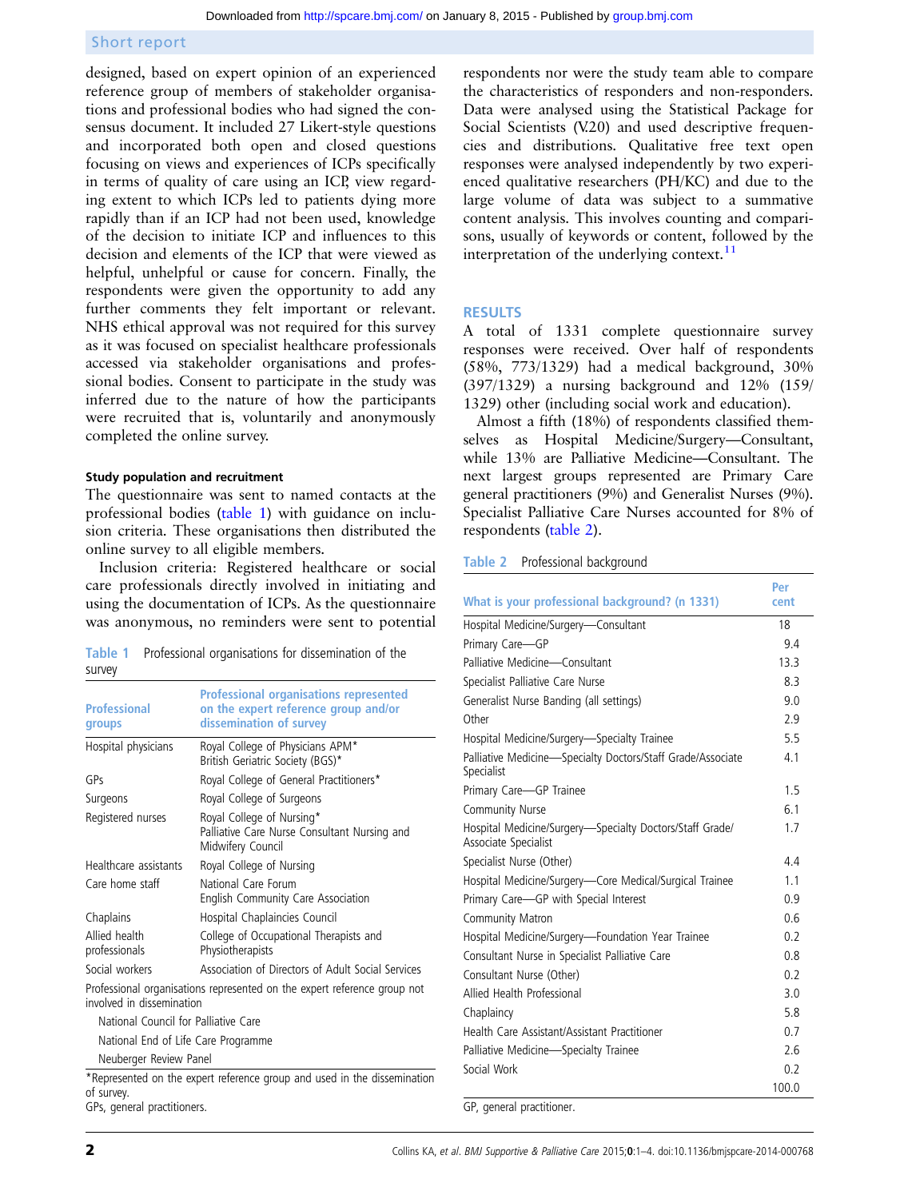designed, based on expert opinion of an experienced reference group of members of stakeholder organisations and professional bodies who had signed the consensus document. It included 27 Likert-style questions and incorporated both open and closed questions focusing on views and experiences of ICPs specifically in terms of quality of care using an ICP, view regarding extent to which ICPs led to patients dying more rapidly than if an ICP had not been used, knowledge of the decision to initiate ICP and influences to this decision and elements of the ICP that were viewed as helpful, unhelpful or cause for concern. Finally, the respondents were given the opportunity to add any further comments they felt important or relevant. NHS ethical approval was not required for this survey as it was focused on specialist healthcare professionals accessed via stakeholder organisations and professional bodies. Consent to participate in the study was inferred due to the nature of how the participants were recruited that is, voluntarily and anonymously completed the online survey.

### Study population and recruitment

The questionnaire was sent to named contacts at the professional bodies (table 1) with guidance on inclusion criteria. These organisations then distributed the online survey to all eligible members.

Inclusion criteria: Registered healthcare or social care professionals directly involved in initiating and using the documentation of ICPs. As the questionnaire was anonymous, no reminders were sent to potential respondents nor were the study team able to compare the characteristics of responders and non-responders. Data were analysed using the Statistical Package for Social Scientists (V.20) and used descriptive frequencies and distributions. Qualitative free text open responses were analysed independently by two experienced qualitative researchers (PH/KC) and due to the large volume of data was subject to a summative content analysis. This involves counting and comparisons, usually of keywords or content, followed by the interpretation of the underlying context.[11]

**Table 1** Professional organisations for dissemination of the survey

| Professional groups | Professional organisations represented on the expert reference group and/or dissemination of survey |
|---|---|
| Hospital physicians | Royal College of Physicians APM*<br>British Geriatric Society (BGS)* |
| GPs | Royal College of General Practitioners* |
| Surgeons | Royal College of Surgeons |
| Registered nurses | Royal College of Nursing*<br>Palliative Care Nurse Consultant Nursing and Midwifery Council |
| Healthcare assistants | Royal College of Nursing |
| Care home staff | National Care Forum<br>English Community Care Association |
| Chaplains | Hospital Chaplaincies Council |
| Allied health professionals | College of Occupational Therapists and Physiotherapists |
| Social workers | Association of Directors of Adult Social Services |
| Professional organisations represented on the expert reference group not involved in dissemination | |
| National Council for Palliative Care | |
| National End of Life Care Programme | |
| Neuberger Review Panel | |

*Represented on the expert reference group and used in the dissemination of survey.
GPs, general practitioners.

## RESULTS

A total of 1331 complete questionnaire survey responses were received. Over half of respondents (58%, 773/1329) had a medical background, 30% (397/1329) a nursing background and 12% (159/1329) other (including social work and education).

Almost a fifth (18%) of respondents classified themselves as Hospital Medicine/Surgery—Consultant, while 13% are Palliative Medicine—Consultant. The next largest groups represented are Primary Care general practitioners (9%) and Generalist Nurses (9%). Specialist Palliative Care Nurses accounted for 8% of respondents (table 2).

**Table 2** Professional background

| What is your professional background? (n 1331) | Per cent |
|---|---|
| Hospital Medicine/Surgery—Consultant | 18 |
| Primary Care—GP | 9.4 |
| Palliative Medicine—Consultant | 13.3 |
| Specialist Palliative Care Nurse | 8.3 |
| Generalist Nurse Banding (all settings) | 9.0 |
| Other | 2.9 |
| Hospital Medicine/Surgery—Specialty Trainee | 5.5 |
| Palliative Medicine—Specialty Doctors/Staff Grade/Associate Specialist | 4.1 |
| Primary Care—GP Trainee | 1.5 |
| Community Nurse | 6.1 |
| Hospital Medicine/Surgery—Specialty Doctors/Staff Grade/Associate Specialist | 1.7 |
| Specialist Nurse (Other) | 4.4 |
| Hospital Medicine/Surgery—Core Medical/Surgical Trainee | 1.1 |
| Primary Care—GP with Special Interest | 0.9 |
| Community Matron | 0.6 |
| Hospital Medicine/Surgery—Foundation Year Trainee | 0.2 |
| Consultant Nurse in Specialist Palliative Care | 0.8 |
| Consultant Nurse (Other) | 0.2 |
| Allied Health Professional | 3.0 |
| Chaplaincy | 5.8 |
| Health Care Assistant/Assistant Practitioner | 0.7 |
| Palliative Medicine—Specialty Trainee | 2.6 |
| Social Work | 0.2 |
| | 100.0 |

GP, general practitioner.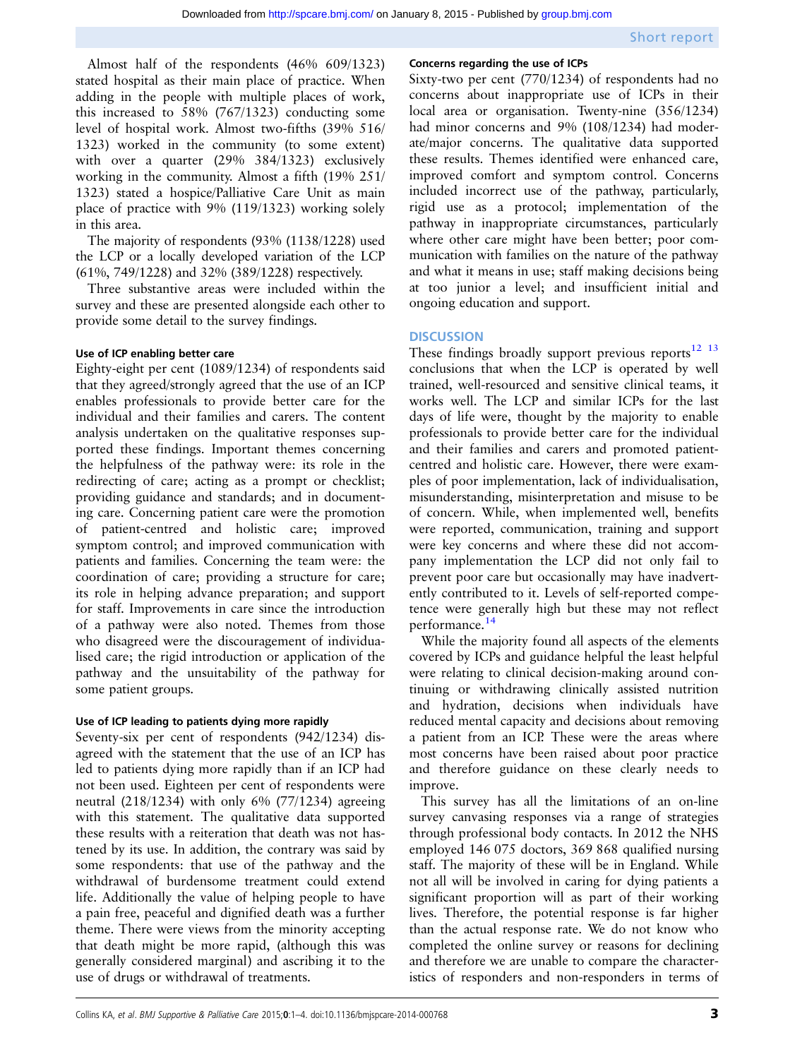Almost half of the respondents (46% 609/1323) stated hospital as their main place of practice. When adding in the people with multiple places of work, this increased to 58% (767/1323) conducting some level of hospital work. Almost two-fifths (39% 516/1323) worked in the community (to some extent) with over a quarter (29% 384/1323) exclusively working in the community. Almost a fifth (19% 251/1323) stated a hospice/Palliative Care Unit as main place of practice with 9% (119/1323) working solely in this area.

The majority of respondents (93% (1138/1228) used the LCP or a locally developed variation of the LCP (61%, 749/1228) and 32% (389/1228) respectively.

Three substantive areas were included within the survey and these are presented alongside each other to provide some detail to the survey findings.

#### Use of ICP enabling better care

Eighty-eight per cent (1089/1234) of respondents said that they agreed/strongly agreed that the use of an ICP enables professionals to provide better care for the individual and their families and carers. The content analysis undertaken on the qualitative responses supported these findings. Important themes concerning the helpfulness of the pathway were: its role in the redirecting of care; acting as a prompt or checklist; providing guidance and standards; and in documenting care. Concerning patient care were the promotion of patient-centred and holistic care; improved symptom control; and improved communication with patients and families. Concerning the team were: the coordination of care; providing a structure for care; its role in helping advance preparation; and support for staff. Improvements in care since the introduction of a pathway were also noted. Themes from those who disagreed were the discouragement of individualised care; the rigid introduction or application of the pathway and the unsuitability of the pathway for some patient groups.

#### Use of ICP leading to patients dying more rapidly

Seventy-six per cent of respondents (942/1234) disagreed with the statement that the use of an ICP has led to patients dying more rapidly than if an ICP had not been used. Eighteen per cent of respondents were neutral (218/1234) with only 6% (77/1234) agreeing with this statement. The qualitative data supported these results with a reiteration that death was not hastened by its use. In addition, the contrary was said by some respondents: that use of the pathway and the withdrawal of burdensome treatment could extend life. Additionally the value of helping people to have a pain free, peaceful and dignified death was a further theme. There were views from the minority accepting that death might be more rapid, (although this was generally considered marginal) and ascribing it to the use of drugs or withdrawal of treatments.

#### Concerns regarding the use of ICPs

Sixty-two per cent (770/1234) of respondents had no concerns about inappropriate use of ICPs in their local area or organisation. Twenty-nine (356/1234) had minor concerns and 9% (108/1234) had moderate/major concerns. The qualitative data supported these results. Themes identified were enhanced care, improved comfort and symptom control. Concerns included incorrect use of the pathway, particularly, rigid use as a protocol; implementation of the pathway in inappropriate circumstances, particularly where other care might have been better; poor communication with families on the nature of the pathway and what it means in use; staff making decisions being at too junior a level; and insufficient initial and ongoing education and support.

## DISCUSSION

These findings broadly support previous reports[12 13] conclusions that when the LCP is operated by well trained, well-resourced and sensitive clinical teams, it works well. The LCP and similar ICPs for the last days of life were, thought by the majority to enable professionals to provide better care for the individual and their families and carers and promoted patient-centred and holistic care. However, there were examples of poor implementation, lack of individualisation, misunderstanding, misinterpretation and misuse to be of concern. While, when implemented well, benefits were reported, communication, training and support were key concerns and where these did not accompany implementation the LCP did not only fail to prevent poor care but occasionally may have inadvertently contributed to it. Levels of self-reported competence were generally high but these may not reflect performance.[14]

While the majority found all aspects of the elements covered by ICPs and guidance helpful the least helpful were relating to clinical decision-making around continuing or withdrawing clinically assisted nutrition and hydration, decisions when individuals have reduced mental capacity and decisions about removing a patient from an ICP. These were the areas where most concerns have been raised about poor practice and therefore guidance on these clearly needs to improve.

This survey has all the limitations of an on-line survey canvasing responses via a range of strategies through professional body contacts. In 2012 the NHS employed 146 075 doctors, 369 868 qualified nursing staff. The majority of these will be in England. While not all will be involved in caring for dying patients a significant proportion will as part of their working lives. Therefore, the potential response is far higher than the actual response rate. We do not know who completed the online survey or reasons for declining and therefore we are unable to compare the characteristics of responders and non-responders in terms of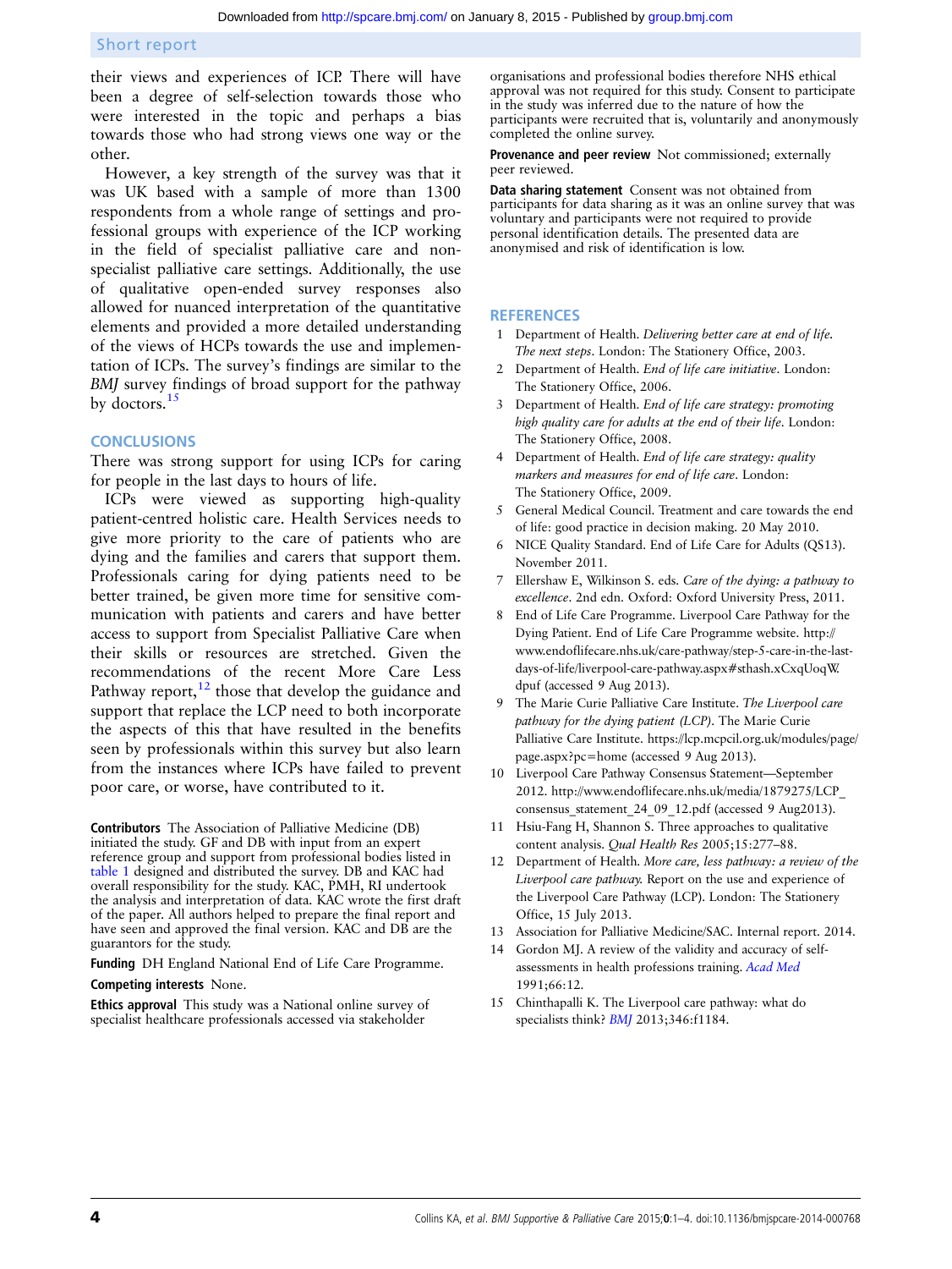their views and experiences of ICP. There will have been a degree of self-selection towards those who were interested in the topic and perhaps a bias towards those who had strong views one way or the other.

However, a key strength of the survey was that it was UK based with a sample of more than 1300 respondents from a whole range of settings and professional groups with experience of the ICP working in the field of specialist palliative care and non-specialist palliative care settings. Additionally, the use of qualitative open-ended survey responses also allowed for nuanced interpretation of the quantitative elements and provided a more detailed understanding of the views of HCPs towards the use and implementation of ICPs. The survey's findings are similar to the *BMJ* survey findings of broad support for the pathway by doctors.[15]

## CONCLUSIONS

There was strong support for using ICPs for caring for people in the last days to hours of life.

ICPs were viewed as supporting high-quality patient-centred holistic care. Health Services needs to give more priority to the care of patients who are dying and the families and carers that support them. Professionals caring for dying patients need to be better trained, be given more time for sensitive communication with patients and carers and have better access to support from Specialist Palliative Care when their skills or resources are stretched. Given the recommendations of the recent More Care Less Pathway report,[12] those that develop the guidance and support that replace the LCP need to both incorporate the aspects of this that have resulted in the benefits seen by professionals within this survey but also learn from the instances where ICPs have failed to prevent poor care, or worse, have contributed to it.

**Contributors** The Association of Palliative Medicine (DB) initiated the study. GF and DB with input from an expert reference group and support from professional bodies listed in table 1 designed and distributed the survey. DB and KAC had overall responsibility for the study. KAC, PMH, RI undertook the analysis and interpretation of data. KAC wrote the first draft of the paper. All authors helped to prepare the final report and have seen and approved the final version. KAC and DB are the guarantors for the study.

**Funding** DH England National End of Life Care Programme.

**Competing interests** None.

**Ethics approval** This study was a National online survey of specialist healthcare professionals accessed via stakeholder organisations and professional bodies therefore NHS ethical approval was not required for this study. Consent to participate in the study was inferred due to the nature of how the participants were recruited that is, voluntarily and anonymously completed the online survey.

**Provenance and peer review** Not commissioned; externally peer reviewed.

**Data sharing statement** Consent was not obtained from participants for data sharing as it was an online survey that was voluntary and participants were not required to provide personal identification details. The presented data are anonymised and risk of identification is low.

## REFERENCES

1. Department of Health. *Delivering better care at end of life. The next steps*. London: The Stationery Office, 2003.
2. Department of Health. *End of life care initiative*. London: The Stationery Office, 2006.
3. Department of Health. *End of life care strategy: promoting high quality care for adults at the end of their life*. London: The Stationery Office, 2008.
4. Department of Health. *End of life care strategy: quality markers and measures for end of life care*. London: The Stationery Office, 2009.
5. General Medical Council. Treatment and care towards the end of life: good practice in decision making. 20 May 2010.
6. NICE Quality Standard. End of Life Care for Adults (QS13). November 2011.
7. Ellershaw E, Wilkinson S. eds. *Care of the dying: a pathway to excellence*. 2nd edn. Oxford: Oxford University Press, 2011.
8. End of Life Care Programme. Liverpool Care Pathway for the Dying Patient. End of Life Care Programme website. http://www.endoflifecare.nhs.uk/care-pathway/step-5-care-in-the-last-days-of-life/liverpool-care-pathway.aspx#sthash.xCxqUoqW.dpuf (accessed 9 Aug 2013).
9. The Marie Curie Palliative Care Institute. *The Liverpool care pathway for the dying patient (LCP)*. The Marie Curie Palliative Care Institute. https://lcp.mcpcil.org.uk/modules/page/page.aspx?pc=home (accessed 9 Aug 2013).
10. Liverpool Care Pathway Consensus Statement—September 2012. http://www.endoflifecare.nhs.uk/media/1879275/LCP_consensus_statement_24_09_12.pdf (accessed 9 Aug2013).
11. Hsiu-Fang H, Shannon S. Three approaches to qualitative content analysis. *Qual Health Res* 2005;15:277–88.
12. Department of Health. *More care, less pathway: a review of the Liverpool care pathway*. Report on the use and experience of the Liverpool Care Pathway (LCP). London: The Stationery Office, 15 July 2013.
13. Association for Palliative Medicine/SAC. Internal report. 2014.
14. Gordon MJ. A review of the validity and accuracy of self-assessments in health professions training. *Acad Med* 1991;66:12.
15. Chinthapalli K. The Liverpool care pathway: what do specialists think? *BMJ* 2013;346:f1184.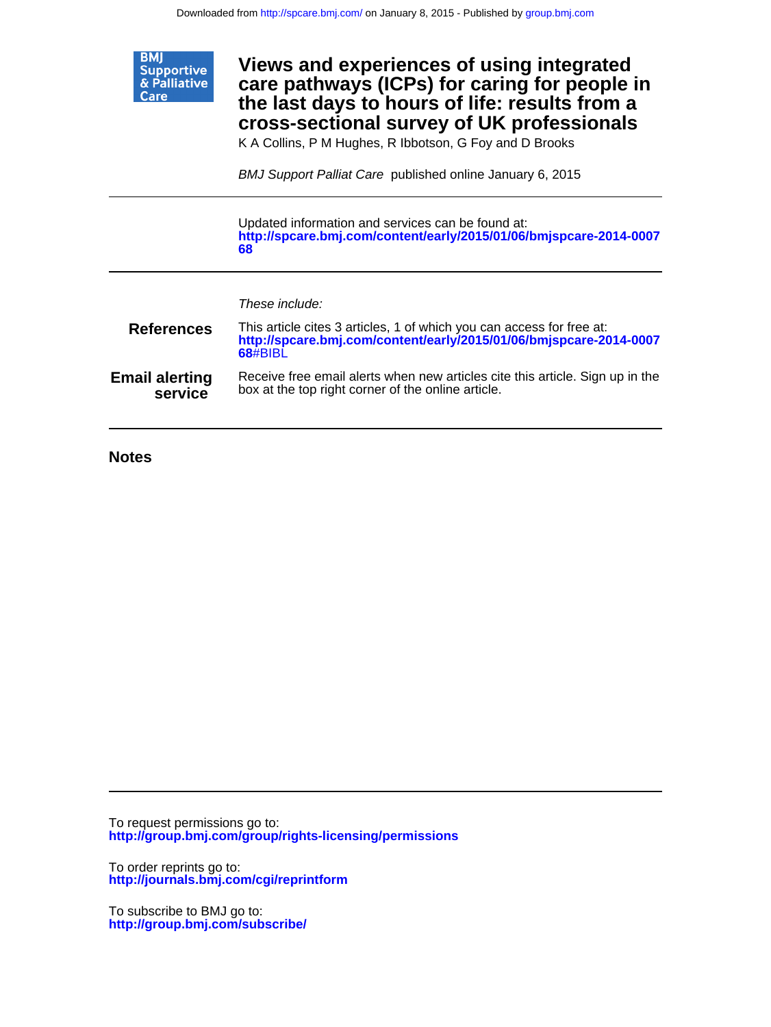Downloaded from http://spcare.bmj.com/ on January 8, 2015 - Published by group.bmj.com

BMJ Supportive & Palliative Care

# Views and experiences of using integrated care pathways (ICPs) for caring for people in the last days to hours of life: results from a cross-sectional survey of UK professionals

K A Collins, P M Hughes, R Ibbotson, G Foy and D Brooks

*BMJ Support Palliat Care* published online January 6, 2015

Updated information and services can be found at:
**http://spcare.bmj.com/content/early/2015/01/06/bmjspcare-2014-000768**

*These include:*

| | |
|---|---|
| **References** | This article cites 3 articles, 1 of which you can access for free at: **http://spcare.bmj.com/content/early/2015/01/06/bmjspcare-2014-000768**#BIBL |
| **Email alerting service** | Receive free email alerts when new articles cite this article. Sign up in the box at the top right corner of the online article. |

## Notes

To request permissions go to:
**http://group.bmj.com/group/rights-licensing/permissions**

To order reprints go to:
**http://journals.bmj.com/cgi/reprintform**

To subscribe to BMJ go to:
**http://group.bmj.com/subscribe/**